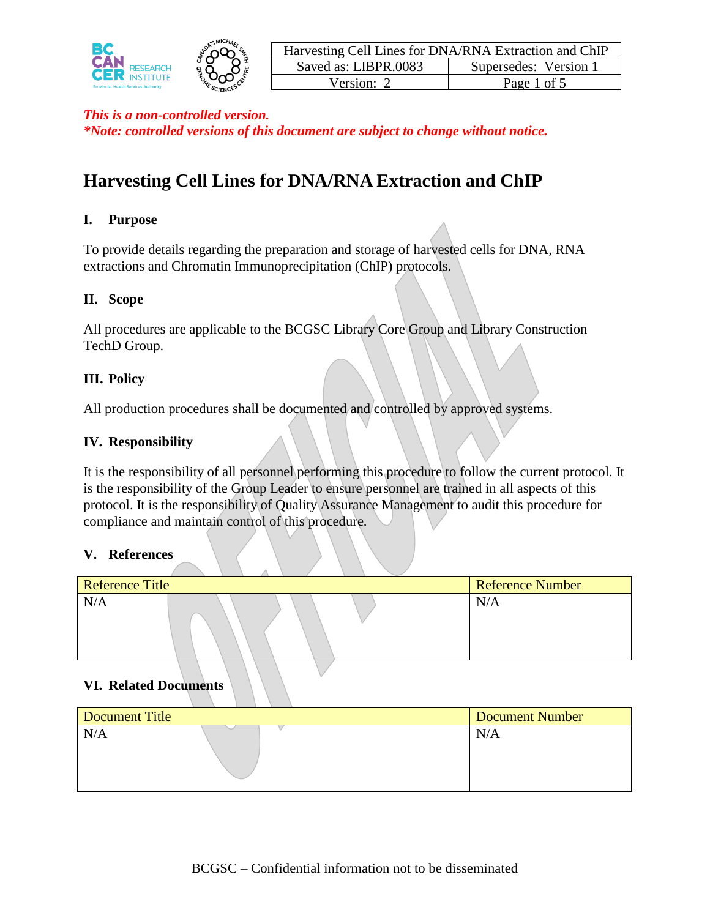*This is a non-controlled version.*
*\*Note: controlled versions of this document are subject to change without notice.*

# Harvesting Cell Lines for DNA/RNA Extraction and ChIP

## I. Purpose

To provide details regarding the preparation and storage of harvested cells for DNA, RNA extractions and Chromatin Immunoprecipitation (ChIP) protocols.

## II. Scope

All procedures are applicable to the BCGSC Library Core Group and Library Construction TechD Group.

## III. Policy

All production procedures shall be documented and controlled by approved systems.

## IV. Responsibility

It is the responsibility of all personnel performing this procedure to follow the current protocol. It is the responsibility of the Group Leader to ensure personnel are trained in all aspects of this protocol. It is the responsibility of Quality Assurance Management to audit this procedure for compliance and maintain control of this procedure.

## V. References

| Reference Title | Reference Number |
|---|---|
| N/A | N/A |

## VI. Related Documents

| Document Title | Document Number |
|---|---|
| N/A | N/A |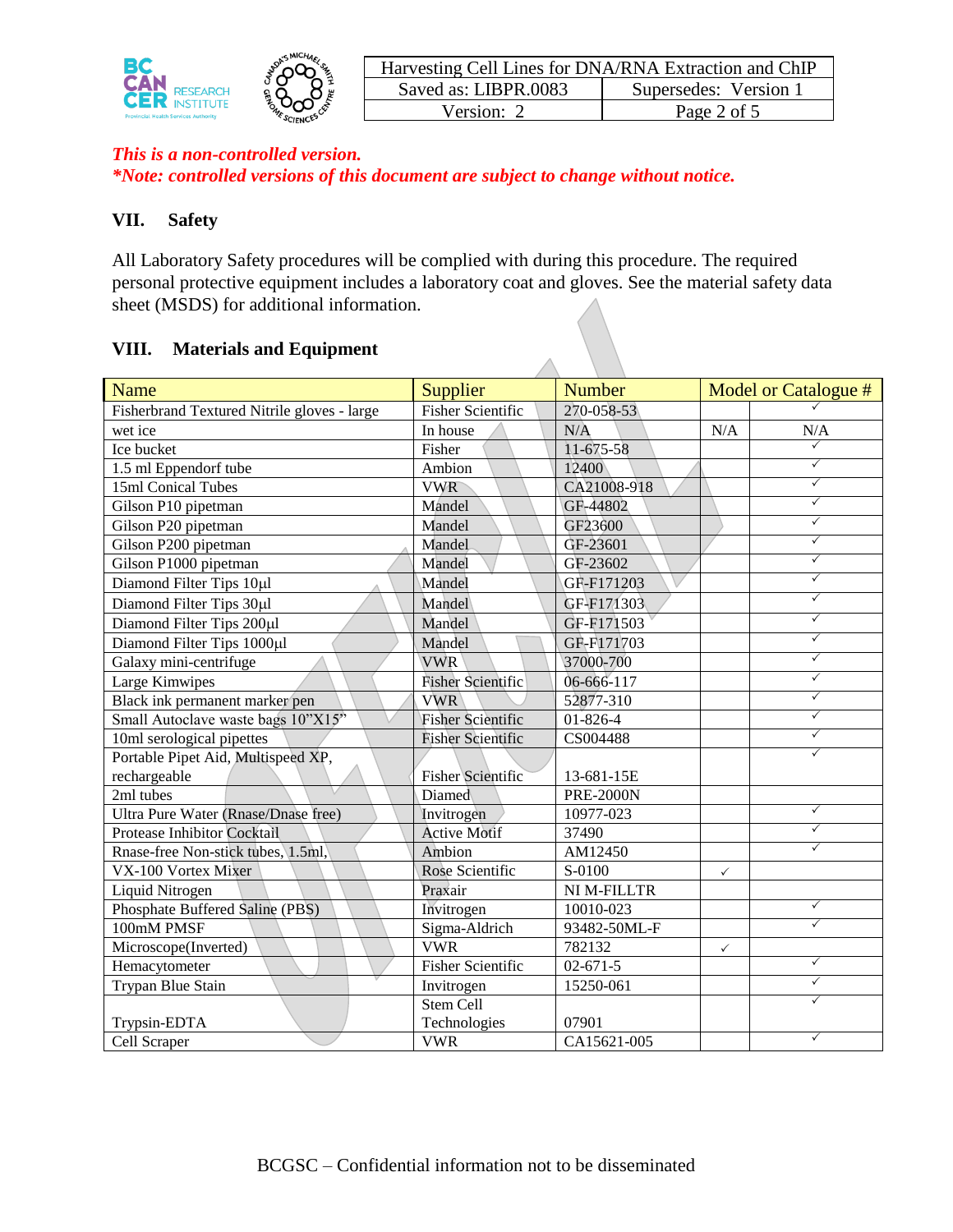*This is a non-controlled version.*
*\*Note: controlled versions of this document are subject to change without notice.*

## VII. Safety

All Laboratory Safety procedures will be complied with during this procedure. The required personal protective equipment includes a laboratory coat and gloves. See the material safety data sheet (MSDS) for additional information.

## VIII. Materials and Equipment

| Name | Supplier | Number | Model or Catalogue # | |
|---|---|---|---|---|
| Fisherbrand Textured Nitrile gloves - large | Fisher Scientific | 270-058-53 | | ✓ |
| wet ice | In house | N/A | N/A | N/A |
| Ice bucket | Fisher | 11-675-58 | | ✓ |
| 1.5 ml Eppendorf tube | Ambion | 12400 | | ✓ |
| 15ml Conical Tubes | VWR | CA21008-918 | | ✓ |
| Gilson P10 pipetman | Mandel | GF-44802 | | ✓ |
| Gilson P20 pipetman | Mandel | GF23600 | | ✓ |
| Gilson P200 pipetman | Mandel | GF-23601 | | ✓ |
| Gilson P1000 pipetman | Mandel | GF-23602 | | ✓ |
| Diamond Filter Tips 10µl | Mandel | GF-F171203 | | ✓ |
| Diamond Filter Tips 30µl | Mandel | GF-F171303 | | ✓ |
| Diamond Filter Tips 200µl | Mandel | GF-F171503 | | ✓ |
| Diamond Filter Tips 1000µl | Mandel | GF-F171703 | | ✓ |
| Galaxy mini-centrifuge | VWR | 37000-700 | | ✓ |
| Large Kimwipes | Fisher Scientific | 06-666-117 | | ✓ |
| Black ink permanent marker pen | VWR | 52877-310 | | ✓ |
| Small Autoclave waste bags 10"X15" | Fisher Scientific | 01-826-4 | | ✓ |
| 10ml serological pipettes | Fisher Scientific | CS004488 | | ✓ |
| Portable Pipet Aid, Multispeed XP, rechargeable | Fisher Scientific | 13-681-15E | | ✓ |
| 2ml tubes | Diamed | PRE-2000N | | |
| Ultra Pure Water (Rnase/Dnase free) | Invitrogen | 10977-023 | | ✓ |
| Protease Inhibitor Cocktail | Active Motif | 37490 | | ✓ |
| Rnase-free Non-stick tubes, 1.5ml, | Ambion | AM12450 | | ✓ |
| VX-100 Vortex Mixer | Rose Scientific | S-0100 | ✓ | |
| Liquid Nitrogen | Praxair | NI M-FILLTR | | |
| Phosphate Buffered Saline (PBS) | Invitrogen | 10010-023 | | ✓ |
| 100mM PMSF | Sigma-Aldrich | 93482-50ML-F | | ✓ |
| Microscope(Inverted) | VWR | 782132 | ✓ | |
| Hemacytometer | Fisher Scientific | 02-671-5 | | ✓ |
| Trypan Blue Stain | Invitrogen | 15250-061 | | ✓ |
| Trypsin-EDTA | Stem Cell Technologies | 07901 | | ✓ |
| Cell Scraper | VWR | CA15621-005 | | ✓ |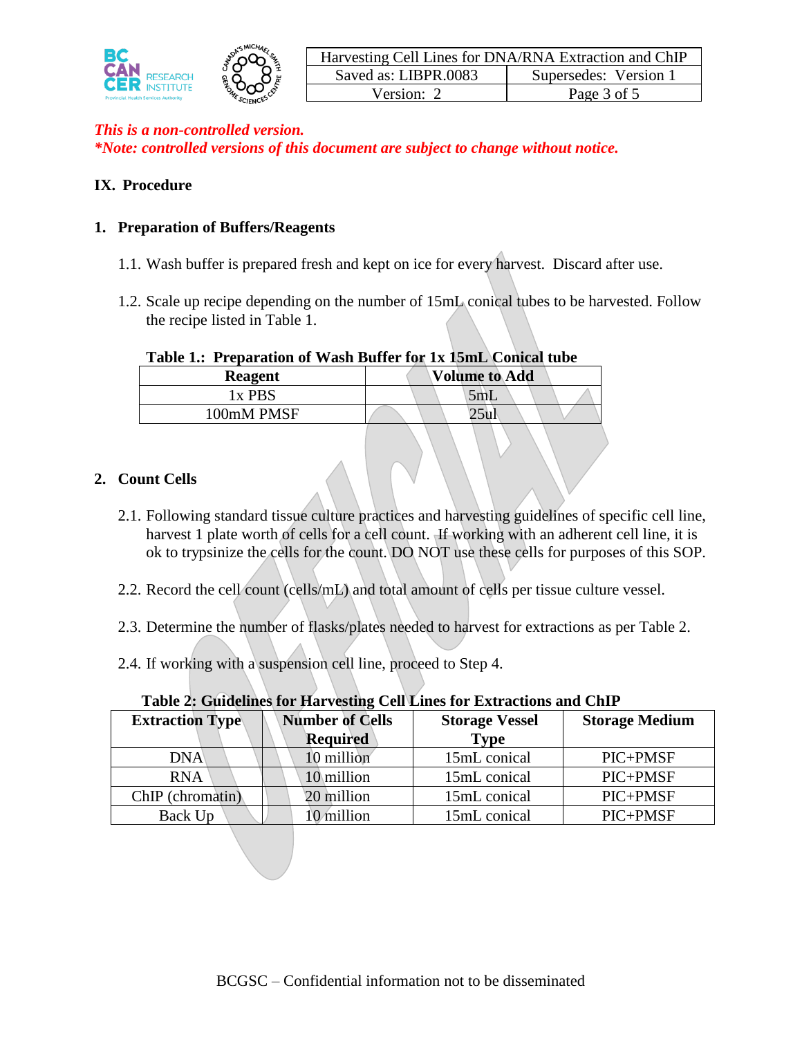*This is a non-controlled version.*
***Note: controlled versions of this document are subject to change without notice.***

## IX. Procedure

### 1. Preparation of Buffers/Reagents

1.1. Wash buffer is prepared fresh and kept on ice for every harvest. Discard after use.

1.2. Scale up recipe depending on the number of 15mL conical tubes to be harvested. Follow the recipe listed in Table 1.

**Table 1.: Preparation of Wash Buffer for 1x 15mL Conical tube**

| Reagent | Volume to Add |
|---|---|
| 1x PBS | 5mL |
| 100mM PMSF | 25ul |

### 2. Count Cells

2.1. Following standard tissue culture practices and harvesting guidelines of specific cell line, harvest 1 plate worth of cells for a cell count. If working with an adherent cell line, it is ok to trypsinize the cells for the count. DO NOT use these cells for purposes of this SOP.

2.2. Record the cell count (cells/mL) and total amount of cells per tissue culture vessel.

2.3. Determine the number of flasks/plates needed to harvest for extractions as per Table 2.

2.4. If working with a suspension cell line, proceed to Step 4.

**Table 2: Guidelines for Harvesting Cell Lines for Extractions and ChIP**

| Extraction Type | Number of Cells Required | Storage Vessel Type | Storage Medium |
|---|---|---|---|
| DNA | 10 million | 15mL conical | PIC+PMSF |
| RNA | 10 million | 15mL conical | PIC+PMSF |
| ChIP (chromatin) | 20 million | 15mL conical | PIC+PMSF |
| Back Up | 10 million | 15mL conical | PIC+PMSF |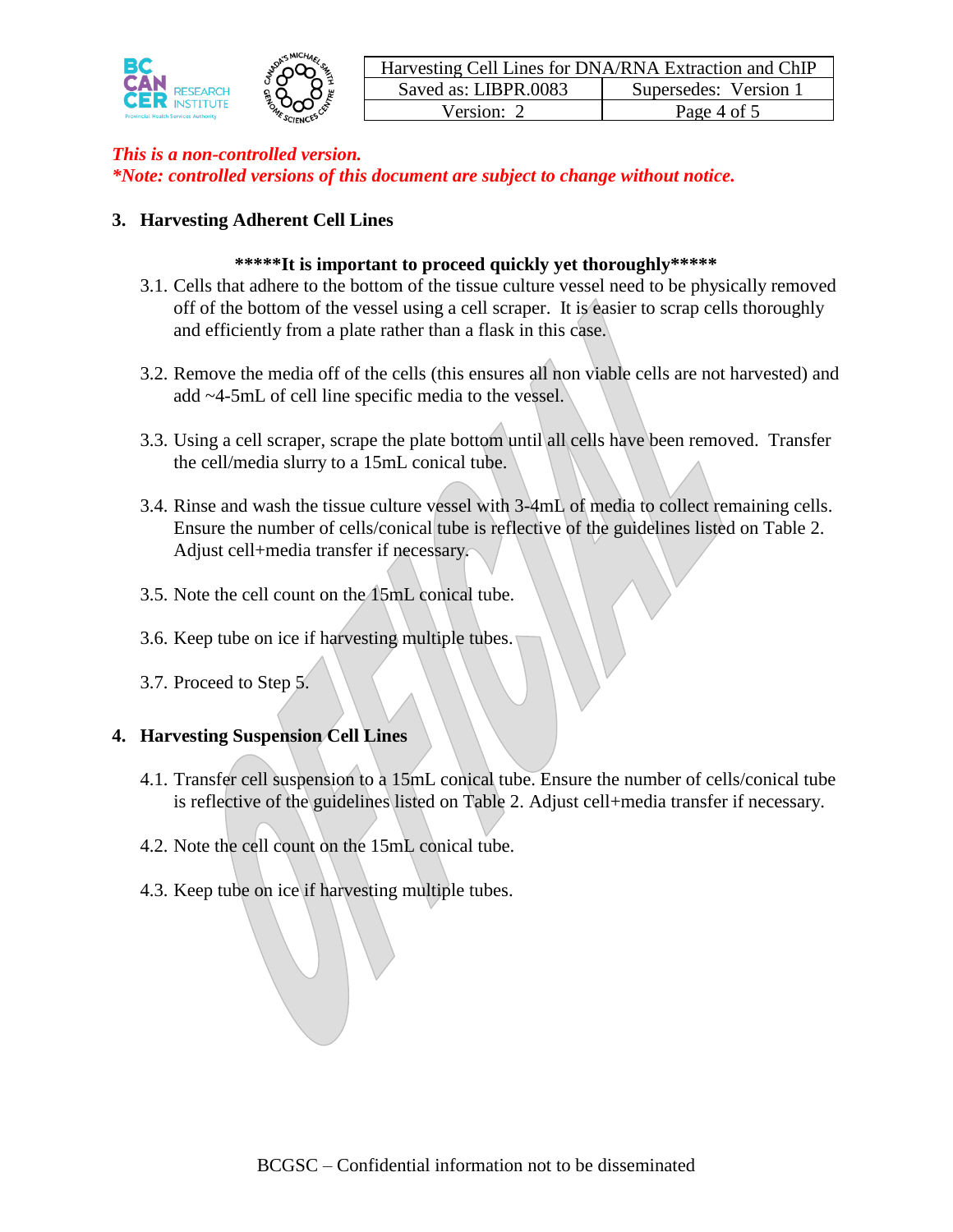*This is a non-controlled version.*
***Note: controlled versions of this document are subject to change without notice.***

## 3. Harvesting Adherent Cell Lines

**\*\*\*\*\*It is important to proceed quickly yet thoroughly\*\*\*\*\***

3.1. Cells that adhere to the bottom of the tissue culture vessel need to be physically removed off of the bottom of the vessel using a cell scraper. It is easier to scrap cells thoroughly and efficiently from a plate rather than a flask in this case.

3.2. Remove the media off of the cells (this ensures all non viable cells are not harvested) and add ~4-5mL of cell line specific media to the vessel.

3.3. Using a cell scraper, scrape the plate bottom until all cells have been removed. Transfer the cell/media slurry to a 15mL conical tube.

3.4. Rinse and wash the tissue culture vessel with 3-4mL of media to collect remaining cells. Ensure the number of cells/conical tube is reflective of the guidelines listed on Table 2. Adjust cell+media transfer if necessary.

3.5. Note the cell count on the 15mL conical tube.

3.6. Keep tube on ice if harvesting multiple tubes.

3.7. Proceed to Step 5.

## 4. Harvesting Suspension Cell Lines

4.1. Transfer cell suspension to a 15mL conical tube. Ensure the number of cells/conical tube is reflective of the guidelines listed on Table 2. Adjust cell+media transfer if necessary.

4.2. Note the cell count on the 15mL conical tube.

4.3. Keep tube on ice if harvesting multiple tubes.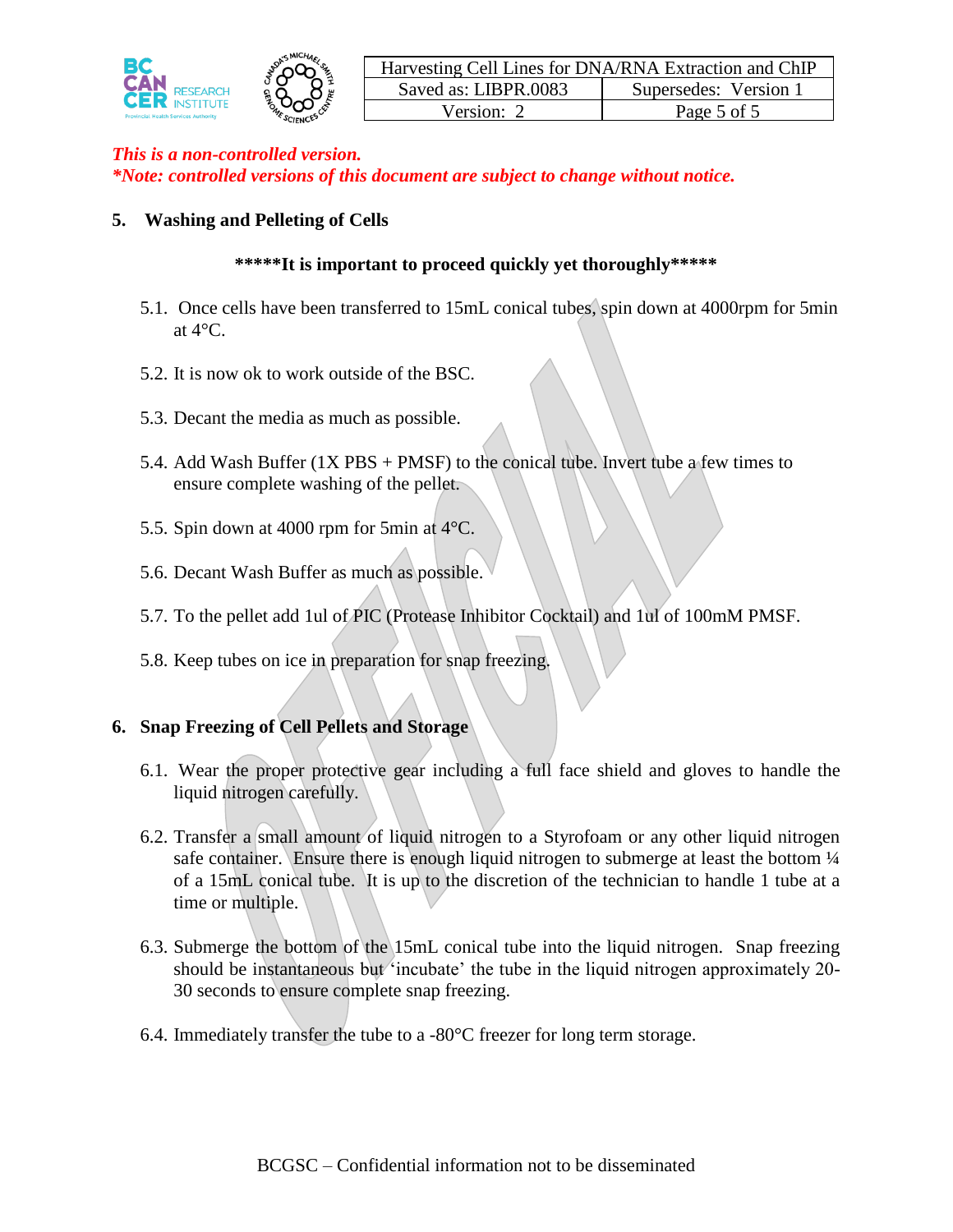*This is a non-controlled version.*
***Note: controlled versions of this document are subject to change without notice.***

## 5. Washing and Pelleting of Cells

**\*\*\*\*\*It is important to proceed quickly yet thoroughly\*\*\*\*\***

5.1. Once cells have been transferred to 15mL conical tubes, spin down at 4000rpm for 5min at 4°C.

5.2. It is now ok to work outside of the BSC.

5.3. Decant the media as much as possible.

5.4. Add Wash Buffer (1X PBS + PMSF) to the conical tube. Invert tube a few times to ensure complete washing of the pellet.

5.5. Spin down at 4000 rpm for 5min at 4°C.

5.6. Decant Wash Buffer as much as possible.

5.7. To the pellet add 1ul of PIC (Protease Inhibitor Cocktail) and 1ul of 100mM PMSF.

5.8. Keep tubes on ice in preparation for snap freezing.

## 6. Snap Freezing of Cell Pellets and Storage

6.1. Wear the proper protective gear including a full face shield and gloves to handle the liquid nitrogen carefully.

6.2. Transfer a small amount of liquid nitrogen to a Styrofoam or any other liquid nitrogen safe container. Ensure there is enough liquid nitrogen to submerge at least the bottom ¼ of a 15mL conical tube. It is up to the discretion of the technician to handle 1 tube at a time or multiple.

6.3. Submerge the bottom of the 15mL conical tube into the liquid nitrogen. Snap freezing should be instantaneous but 'incubate' the tube in the liquid nitrogen approximately 20-30 seconds to ensure complete snap freezing.

6.4. Immediately transfer the tube to a -80°C freezer for long term storage.